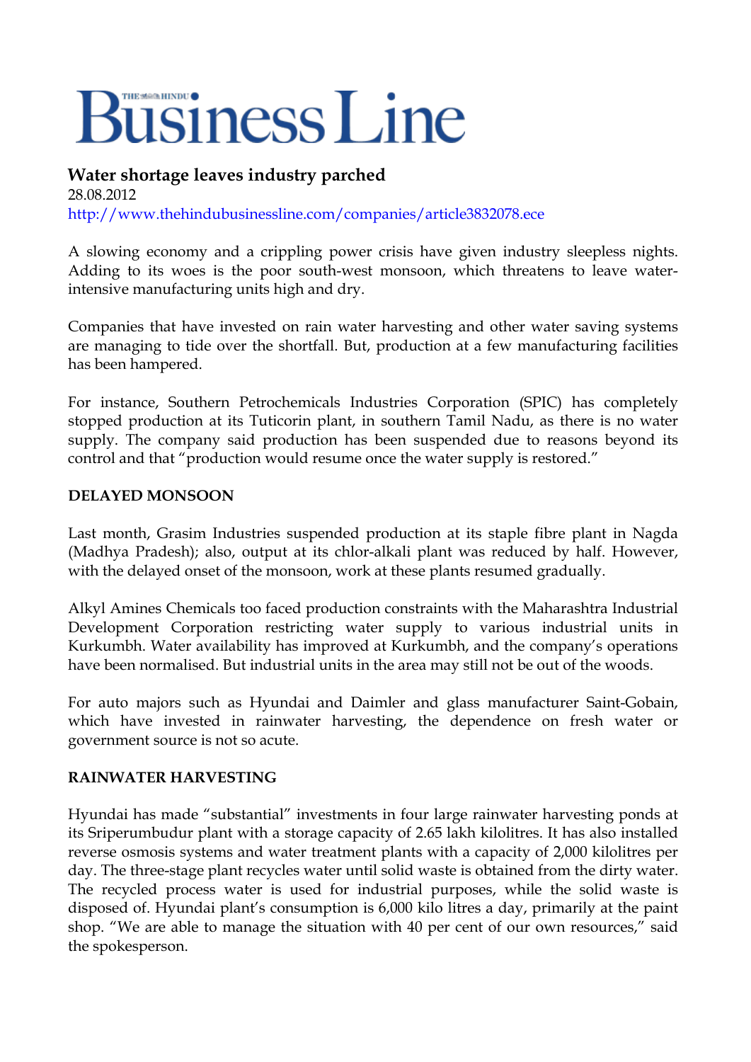# Business Line

## Water shortage leaves industry parched

28.08.2012

http://www.thehindubusinessline.com/companies/article3832078.ece

A slowing economy and a crippling power crisis have given industry sleepless nights. Adding to its woes is the poor south-west monsoon, which threatens to leave water-intensive manufacturing units high and dry.

Companies that have invested on rain water harvesting and other water saving systems are managing to tide over the shortfall. But, production at a few manufacturing facilities has been hampered.

For instance, Southern Petrochemicals Industries Corporation (SPIC) has completely stopped production at its Tuticorin plant, in southern Tamil Nadu, as there is no water supply. The company said production has been suspended due to reasons beyond its control and that "production would resume once the water supply is restored."

### DELAYED MONSOON

Last month, Grasim Industries suspended production at its staple fibre plant in Nagda (Madhya Pradesh); also, output at its chlor-alkali plant was reduced by half. However, with the delayed onset of the monsoon, work at these plants resumed gradually.

Alkyl Amines Chemicals too faced production constraints with the Maharashtra Industrial Development Corporation restricting water supply to various industrial units in Kurkumbh. Water availability has improved at Kurkumbh, and the company's operations have been normalised. But industrial units in the area may still not be out of the woods.

For auto majors such as Hyundai and Daimler and glass manufacturer Saint-Gobain, which have invested in rainwater harvesting, the dependence on fresh water or government source is not so acute.

### RAINWATER HARVESTING

Hyundai has made "substantial" investments in four large rainwater harvesting ponds at its Sriperumbudur plant with a storage capacity of 2.65 lakh kilolitres. It has also installed reverse osmosis systems and water treatment plants with a capacity of 2,000 kilolitres per day. The three-stage plant recycles water until solid waste is obtained from the dirty water. The recycled process water is used for industrial purposes, while the solid waste is disposed of. Hyundai plant's consumption is 6,000 kilo litres a day, primarily at the paint shop. "We are able to manage the situation with 40 per cent of our own resources," said the spokesperson.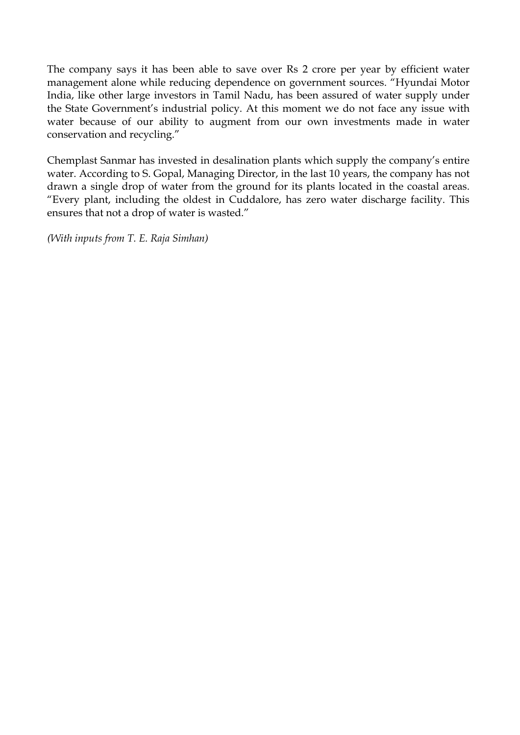The company says it has been able to save over Rs 2 crore per year by efficient water management alone while reducing dependence on government sources. "Hyundai Motor India, like other large investors in Tamil Nadu, has been assured of water supply under the State Government's industrial policy. At this moment we do not face any issue with water because of our ability to augment from our own investments made in water conservation and recycling."

Chemplast Sanmar has invested in desalination plants which supply the company's entire water. According to S. Gopal, Managing Director, in the last 10 years, the company has not drawn a single drop of water from the ground for its plants located in the coastal areas. "Every plant, including the oldest in Cuddalore, has zero water discharge facility. This ensures that not a drop of water is wasted."

*(With inputs from T. E. Raja Simhan)*